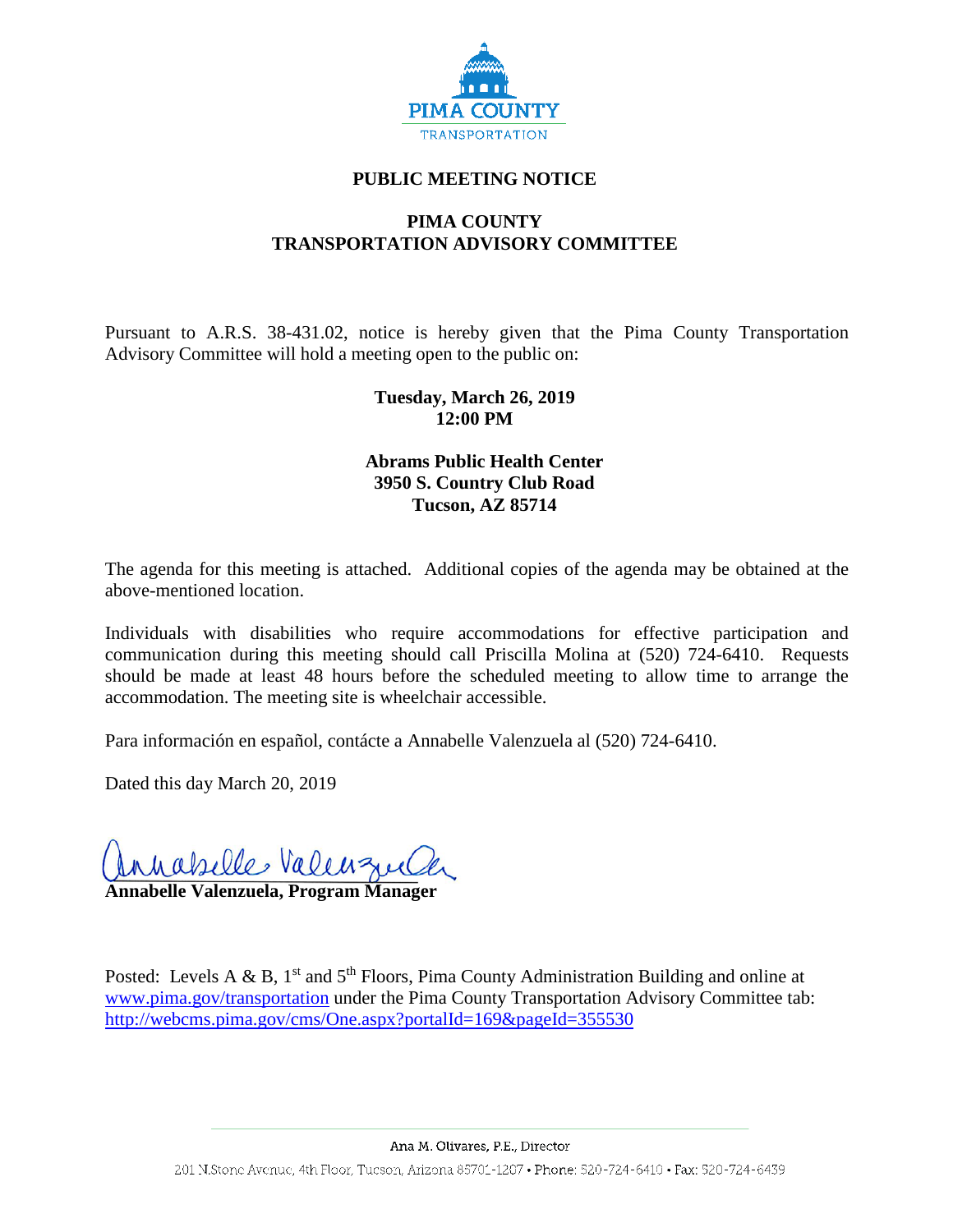PIMA COUNTY
TRANSPORTATION

# PUBLIC MEETING NOTICE

## PIMA COUNTY
## TRANSPORTATION ADVISORY COMMITTEE

Pursuant to A.R.S. 38-431.02, notice is hereby given that the Pima County Transportation Advisory Committee will hold a meeting open to the public on:

**Tuesday, March 26, 2019**
**12:00 PM**

**Abrams Public Health Center**
**3950 S. Country Club Road**
**Tucson, AZ 85714**

The agenda for this meeting is attached. Additional copies of the agenda may be obtained at the above-mentioned location.

Individuals with disabilities who require accommodations for effective participation and communication during this meeting should call Priscilla Molina at (520) 724-6410. Requests should be made at least 48 hours before the scheduled meeting to allow time to arrange the accommodation. The meeting site is wheelchair accessible.

Para información en español, contácte a Annabelle Valenzuela al (520) 724-6410.

Dated this day March 20, 2019

Annabelle Valenzuela

**Annabelle Valenzuela, Program Manager**

Posted: Levels A & B, 1st and 5th Floors, Pima County Administration Building and online at www.pima.gov/transportation under the Pima County Transportation Advisory Committee tab: http://webcms.pima.gov/cms/One.aspx?portalId=169&pageId=355530

Ana M. Olivares, P.E., Director

201 N.Stone Avenue, 4th Floor, Tucson, Arizona 85701-1207 • Phone: 520-724-6410 • Fax: 520-724-6439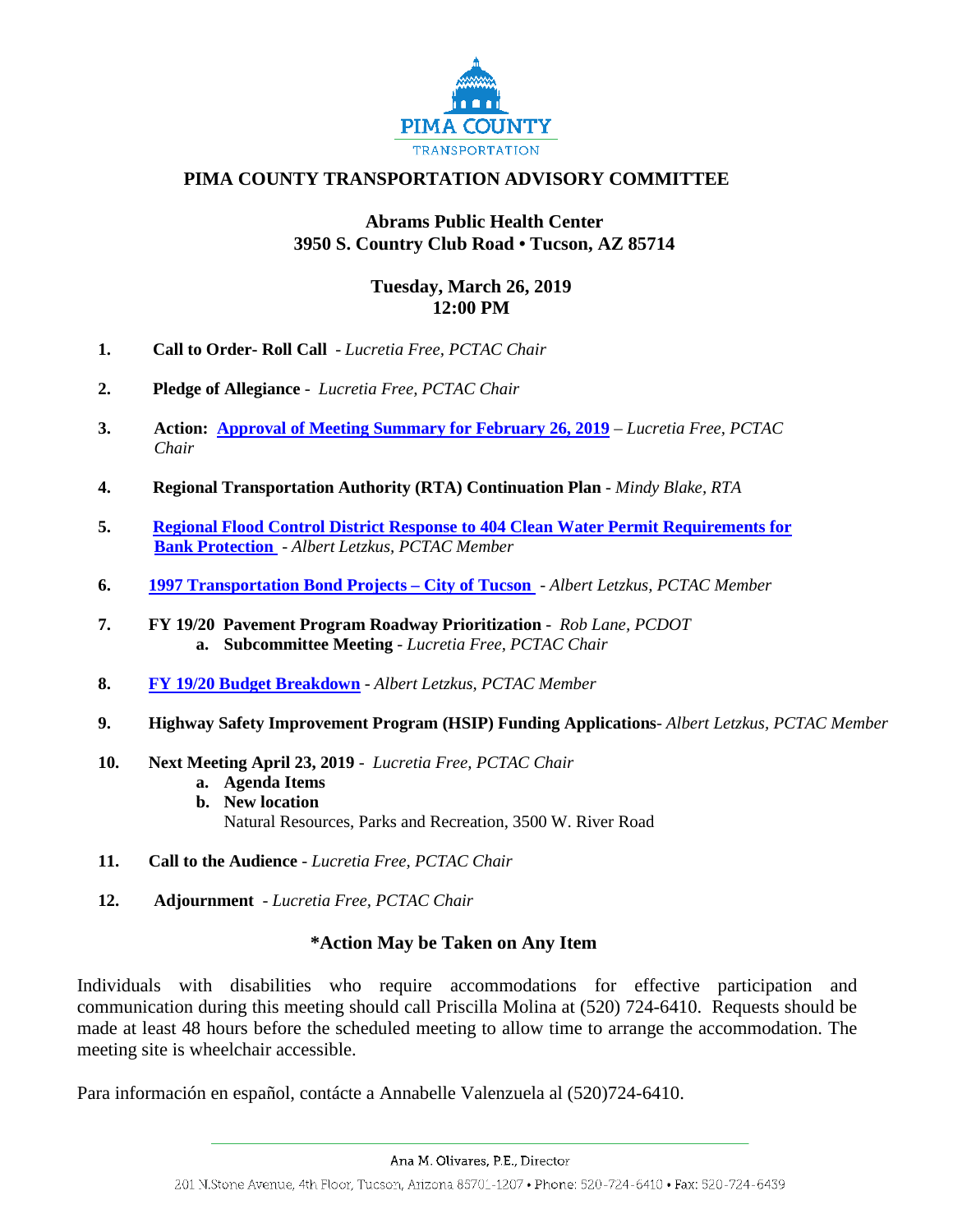PIMA COUNTY
TRANSPORTATION

# PIMA COUNTY TRANSPORTATION ADVISORY COMMITTEE

**Abrams Public Health Center**
**3950 S. Country Club Road • Tucson, AZ 85714**

**Tuesday, March 26, 2019**
**12:00 PM**

1. **Call to Order- Roll Call** - *Lucretia Free, PCTAC Chair*
2. **Pledge of Allegiance** - *Lucretia Free, PCTAC Chair*
3. **Action: Approval of Meeting Summary for February 26, 2019** – *Lucretia Free, PCTAC Chair*
4. **Regional Transportation Authority (RTA) Continuation Plan** - *Mindy Blake, RTA*
5. **Regional Flood Control District Response to 404 Clean Water Permit Requirements for Bank Protection** - *Albert Letzkus, PCTAC Member*
6. **1997 Transportation Bond Projects – City of Tucson** - *Albert Letzkus, PCTAC Member*
7. **FY 19/20 Pavement Program Roadway Prioritization** - *Rob Lane, PCDOT*
   a. **Subcommittee Meeting** - *Lucretia Free, PCTAC Chair*
8. **FY 19/20 Budget Breakdown** - *Albert Letzkus, PCTAC Member*
9. **Highway Safety Improvement Program (HSIP) Funding Applications**- *Albert Letzkus, PCTAC Member*
10. **Next Meeting April 23, 2019** - *Lucretia Free, PCTAC Chair*
    a. **Agenda Items**
    b. **New location**
    Natural Resources, Parks and Recreation, 3500 W. River Road
11. **Call to the Audience** - *Lucretia Free, PCTAC Chair*
12. **Adjournment** - *Lucretia Free, PCTAC Chair*

**\*Action May be Taken on Any Item**

Individuals with disabilities who require accommodations for effective participation and communication during this meeting should call Priscilla Molina at (520) 724-6410. Requests should be made at least 48 hours before the scheduled meeting to allow time to arrange the accommodation. The meeting site is wheelchair accessible.

Para información en español, contácte a Annabelle Valenzuela al (520)724-6410.

Ana M. Olivares, P.E., Director

201 N.Stone Avenue, 4th Floor, Tucson, Arizona 85701-1207 • Phone: 520-724-6410 • Fax: 520-724-6439